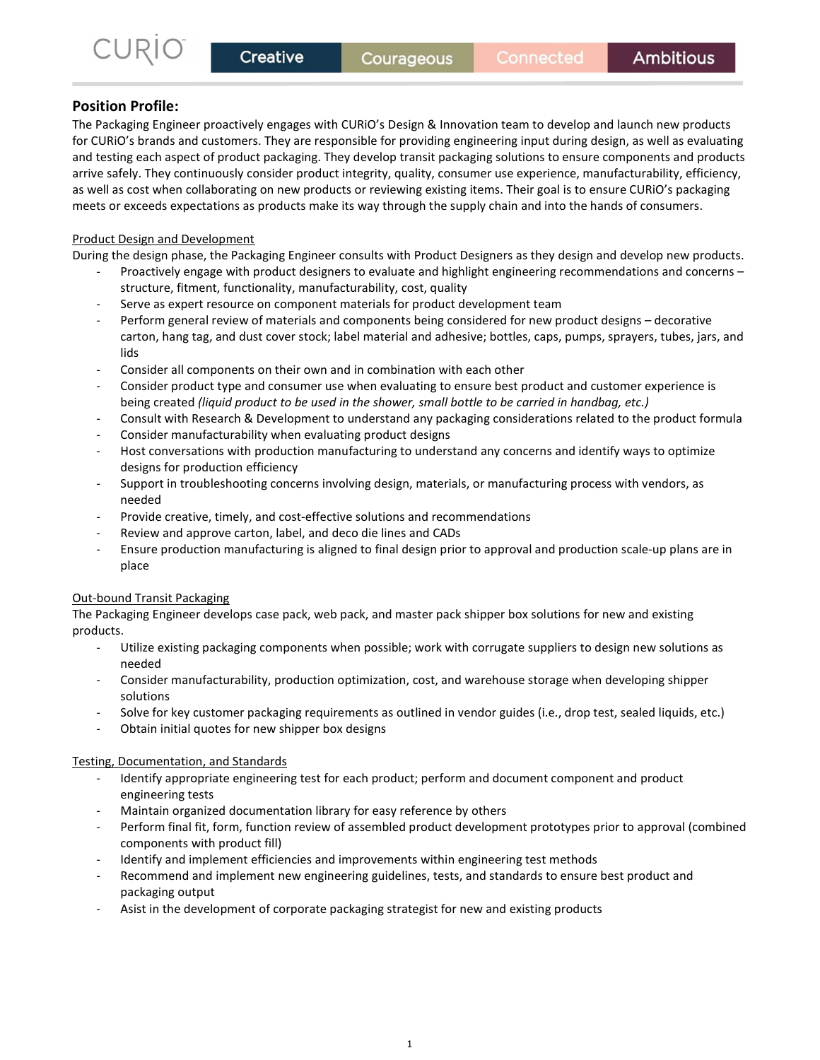CURiO™ Creative | Courageous | Connected | Ambitious

## Position Profile:

The Packaging Engineer proactively engages with CURiO's Design & Innovation team to develop and launch new products for CURiO's brands and customers. They are responsible for providing engineering input during design, as well as evaluating and testing each aspect of product packaging. They develop transit packaging solutions to ensure components and products arrive safely. They continuously consider product integrity, quality, consumer use experience, manufacturability, efficiency, as well as cost when collaborating on new products or reviewing existing items. Their goal is to ensure CURiO's packaging meets or exceeds expectations as products make its way through the supply chain and into the hands of consumers.

### Product Design and Development

During the design phase, the Packaging Engineer consults with Product Designers as they design and develop new products.

- Proactively engage with product designers to evaluate and highlight engineering recommendations and concerns – structure, fitment, functionality, manufacturability, cost, quality
- Serve as expert resource on component materials for product development team
- Perform general review of materials and components being considered for new product designs – decorative carton, hang tag, and dust cover stock; label material and adhesive; bottles, caps, pumps, sprayers, tubes, jars, and lids
- Consider all components on their own and in combination with each other
- Consider product type and consumer use when evaluating to ensure best product and customer experience is being created *(liquid product to be used in the shower, small bottle to be carried in handbag, etc.)*
- Consult with Research & Development to understand any packaging considerations related to the product formula
- Consider manufacturability when evaluating product designs
- Host conversations with production manufacturing to understand any concerns and identify ways to optimize designs for production efficiency
- Support in troubleshooting concerns involving design, materials, or manufacturing process with vendors, as needed
- Provide creative, timely, and cost-effective solutions and recommendations
- Review and approve carton, label, and deco die lines and CADs
- Ensure production manufacturing is aligned to final design prior to approval and production scale-up plans are in place

### Out-bound Transit Packaging

The Packaging Engineer develops case pack, web pack, and master pack shipper box solutions for new and existing products.

- Utilize existing packaging components when possible; work with corrugate suppliers to design new solutions as needed
- Consider manufacturability, production optimization, cost, and warehouse storage when developing shipper solutions
- Solve for key customer packaging requirements as outlined in vendor guides (i.e., drop test, sealed liquids, etc.)
- Obtain initial quotes for new shipper box designs

### Testing, Documentation, and Standards

- Identify appropriate engineering test for each product; perform and document component and product engineering tests
- Maintain organized documentation library for easy reference by others
- Perform final fit, form, function review of assembled product development prototypes prior to approval (combined components with product fill)
- Identify and implement efficiencies and improvements within engineering test methods
- Recommend and implement new engineering guidelines, tests, and standards to ensure best product and packaging output
- Asist in the development of corporate packaging strategist for new and existing products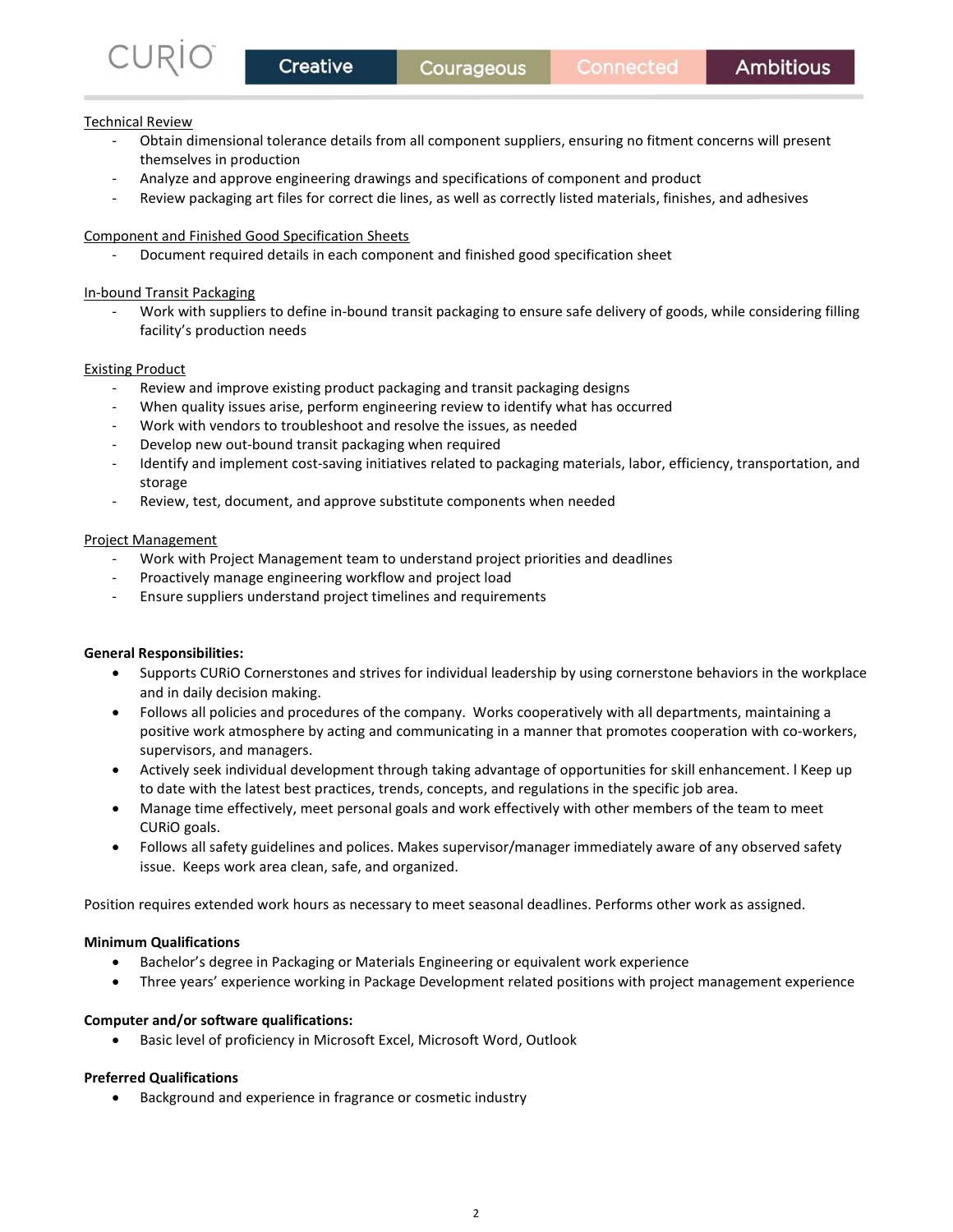Technical Review

- Obtain dimensional tolerance details from all component suppliers, ensuring no fitment concerns will present themselves in production
- Analyze and approve engineering drawings and specifications of component and product
- Review packaging art files for correct die lines, as well as correctly listed materials, finishes, and adhesives

Component and Finished Good Specification Sheets

- Document required details in each component and finished good specification sheet

In-bound Transit Packaging

- Work with suppliers to define in-bound transit packaging to ensure safe delivery of goods, while considering filling facility's production needs

Existing Product

- Review and improve existing product packaging and transit packaging designs
- When quality issues arise, perform engineering review to identify what has occurred
- Work with vendors to troubleshoot and resolve the issues, as needed
- Develop new out-bound transit packaging when required
- Identify and implement cost-saving initiatives related to packaging materials, labor, efficiency, transportation, and storage
- Review, test, document, and approve substitute components when needed

Project Management

- Work with Project Management team to understand project priorities and deadlines
- Proactively manage engineering workflow and project load
- Ensure suppliers understand project timelines and requirements

**General Responsibilities:**

- Supports CURiO Cornerstones and strives for individual leadership by using cornerstone behaviors in the workplace and in daily decision making.
- Follows all policies and procedures of the company. Works cooperatively with all departments, maintaining a positive work atmosphere by acting and communicating in a manner that promotes cooperation with co-workers, supervisors, and managers.
- Actively seek individual development through taking advantage of opportunities for skill enhancement. l Keep up to date with the latest best practices, trends, concepts, and regulations in the specific job area.
- Manage time effectively, meet personal goals and work effectively with other members of the team to meet CURiO goals.
- Follows all safety guidelines and polices. Makes supervisor/manager immediately aware of any observed safety issue. Keeps work area clean, safe, and organized.

Position requires extended work hours as necessary to meet seasonal deadlines. Performs other work as assigned.

**Minimum Qualifications**

- Bachelor's degree in Packaging or Materials Engineering or equivalent work experience
- Three years' experience working in Package Development related positions with project management experience

**Computer and/or software qualifications:**

- Basic level of proficiency in Microsoft Excel, Microsoft Word, Outlook

**Preferred Qualifications**

- Background and experience in fragrance or cosmetic industry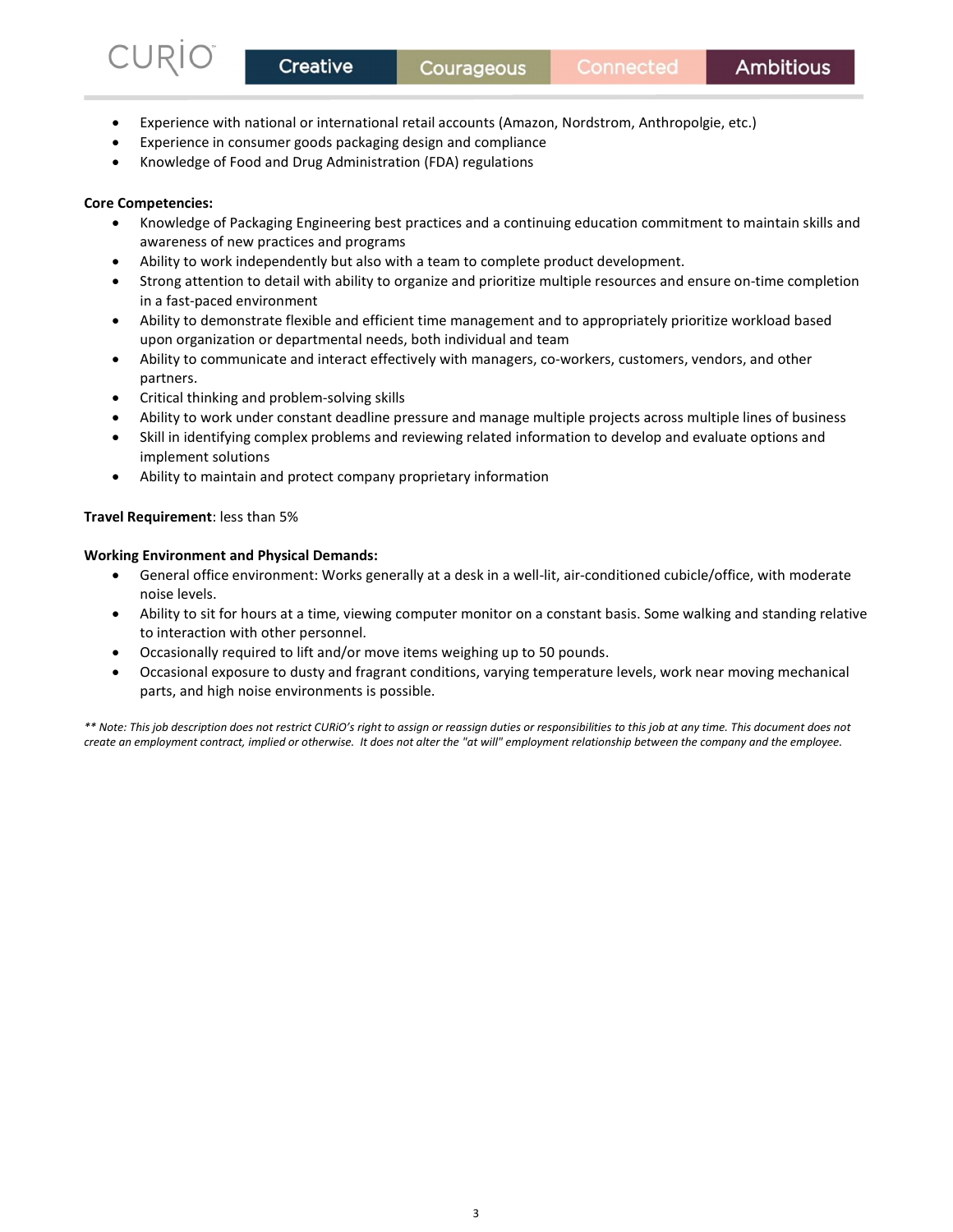- Experience with national or international retail accounts (Amazon, Nordstrom, Anthropolgie, etc.)
- Experience in consumer goods packaging design and compliance
- Knowledge of Food and Drug Administration (FDA) regulations

**Core Competencies:**

- Knowledge of Packaging Engineering best practices and a continuing education commitment to maintain skills and awareness of new practices and programs
- Ability to work independently but also with a team to complete product development.
- Strong attention to detail with ability to organize and prioritize multiple resources and ensure on-time completion in a fast-paced environment
- Ability to demonstrate flexible and efficient time management and to appropriately prioritize workload based upon organization or departmental needs, both individual and team
- Ability to communicate and interact effectively with managers, co-workers, customers, vendors, and other partners.
- Critical thinking and problem-solving skills
- Ability to work under constant deadline pressure and manage multiple projects across multiple lines of business
- Skill in identifying complex problems and reviewing related information to develop and evaluate options and implement solutions
- Ability to maintain and protect company proprietary information

**Travel Requirement**: less than 5%

**Working Environment and Physical Demands:**

- General office environment: Works generally at a desk in a well-lit, air-conditioned cubicle/office, with moderate noise levels.
- Ability to sit for hours at a time, viewing computer monitor on a constant basis. Some walking and standing relative to interaction with other personnel.
- Occasionally required to lift and/or move items weighing up to 50 pounds.
- Occasional exposure to dusty and fragrant conditions, varying temperature levels, work near moving mechanical parts, and high noise environments is possible.

*\*\* Note: This job description does not restrict CURiO's right to assign or reassign duties or responsibilities to this job at any time. This document does not create an employment contract, implied or otherwise. It does not alter the "at will" employment relationship between the company and the employee.*